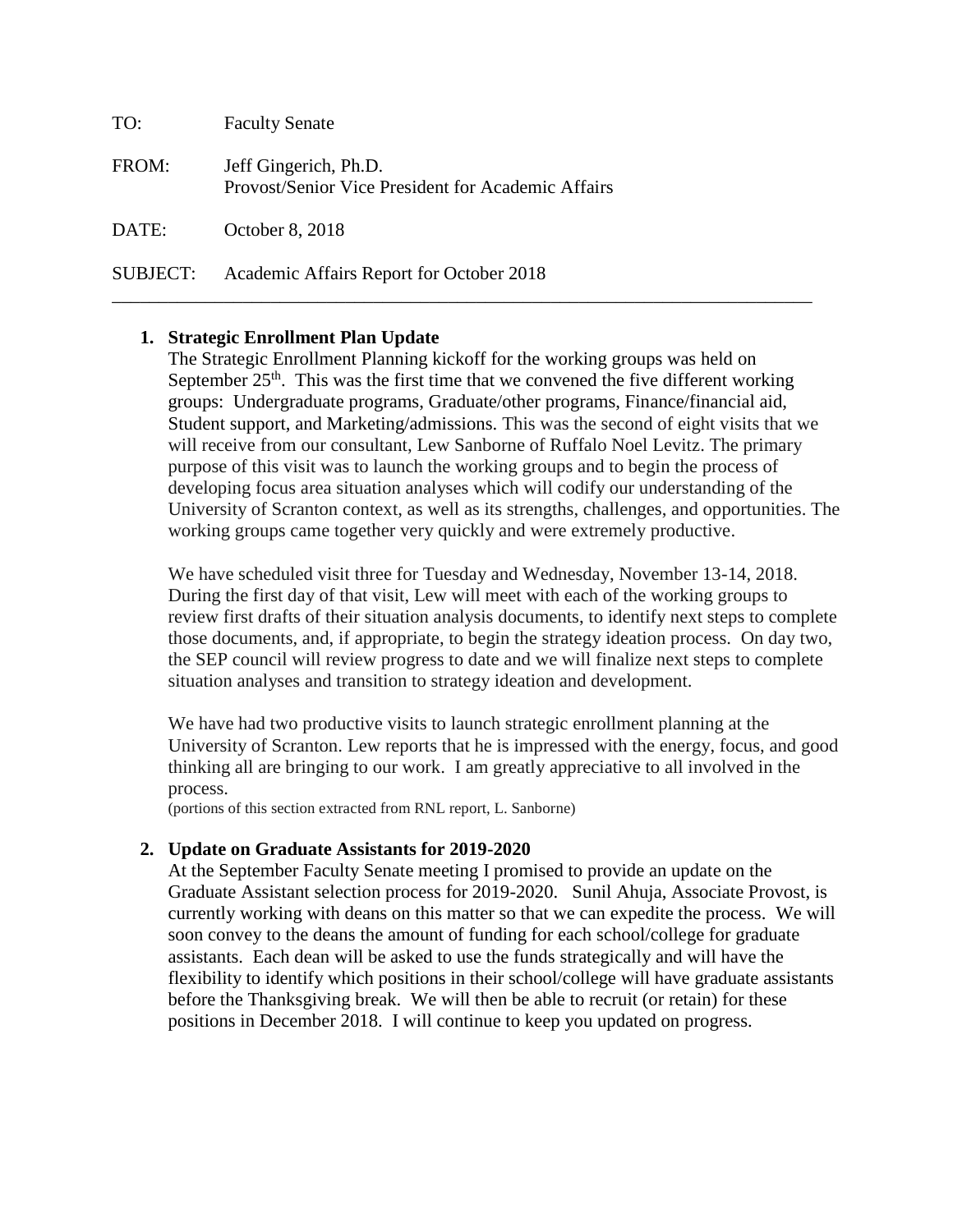TO: Faculty Senate

FROM: Jeff Gingerich, Ph.D.
Provost/Senior Vice President for Academic Affairs

DATE: October 8, 2018

SUBJECT: Academic Affairs Report for October 2018

---

1. **Strategic Enrollment Plan Update**

   The Strategic Enrollment Planning kickoff for the working groups was held on September 25th. This was the first time that we convened the five different working groups: Undergraduate programs, Graduate/other programs, Finance/financial aid, Student support, and Marketing/admissions. This was the second of eight visits that we will receive from our consultant, Lew Sanborne of Ruffalo Noel Levitz. The primary purpose of this visit was to launch the working groups and to begin the process of developing focus area situation analyses which will codify our understanding of the University of Scranton context, as well as its strengths, challenges, and opportunities. The working groups came together very quickly and were extremely productive.

   We have scheduled visit three for Tuesday and Wednesday, November 13-14, 2018. During the first day of that visit, Lew will meet with each of the working groups to review first drafts of their situation analysis documents, to identify next steps to complete those documents, and, if appropriate, to begin the strategy ideation process. On day two, the SEP council will review progress to date and we will finalize next steps to complete situation analyses and transition to strategy ideation and development.

   We have had two productive visits to launch strategic enrollment planning at the University of Scranton. Lew reports that he is impressed with the energy, focus, and good thinking all are bringing to our work. I am greatly appreciative to all involved in the process.

   (portions of this section extracted from RNL report, L. Sanborne)

2. **Update on Graduate Assistants for 2019-2020**

   At the September Faculty Senate meeting I promised to provide an update on the Graduate Assistant selection process for 2019-2020. Sunil Ahuja, Associate Provost, is currently working with deans on this matter so that we can expedite the process. We will soon convey to the deans the amount of funding for each school/college for graduate assistants. Each dean will be asked to use the funds strategically and will have the flexibility to identify which positions in their school/college will have graduate assistants before the Thanksgiving break. We will then be able to recruit (or retain) for these positions in December 2018. I will continue to keep you updated on progress.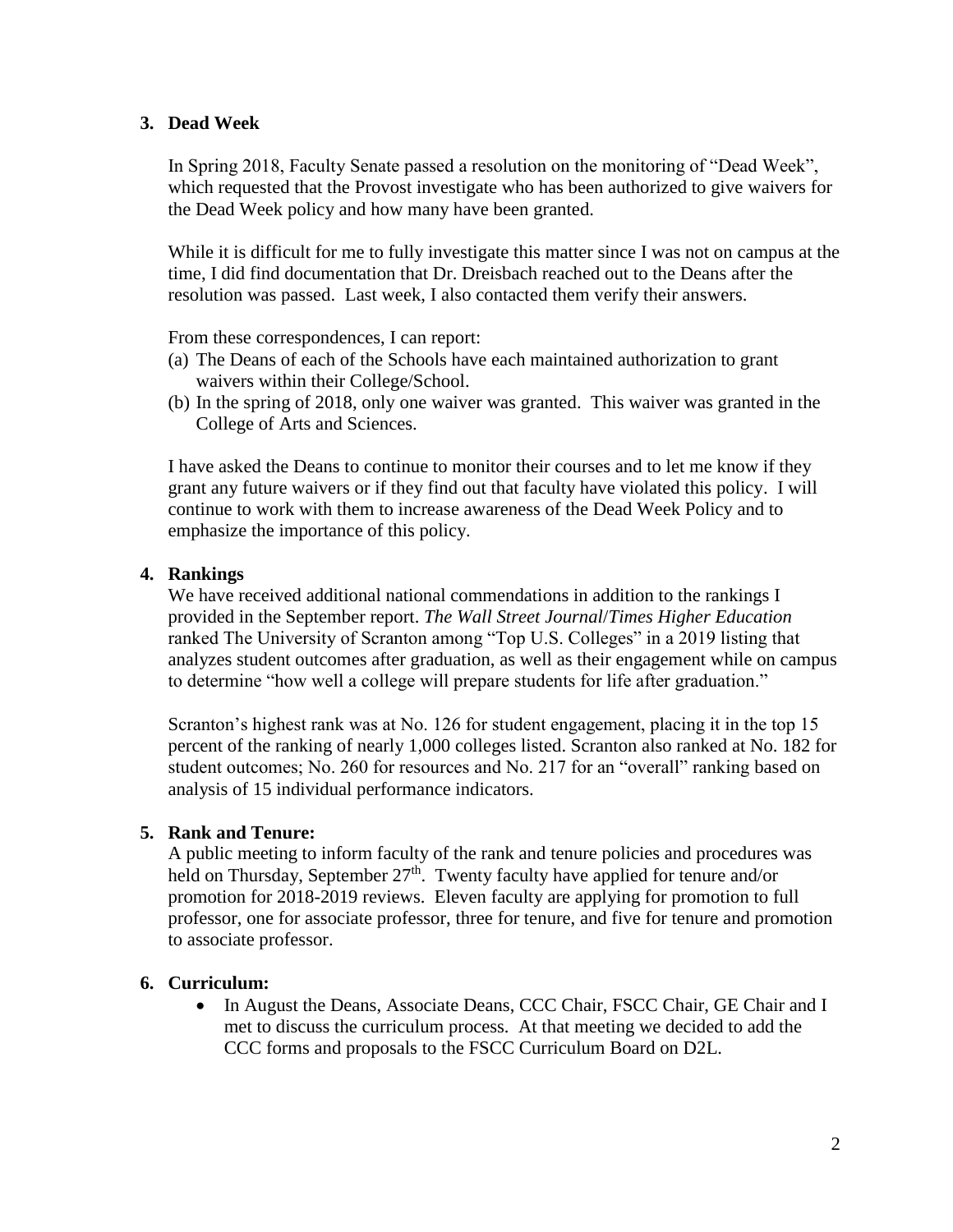## 3. Dead Week

In Spring 2018, Faculty Senate passed a resolution on the monitoring of "Dead Week", which requested that the Provost investigate who has been authorized to give waivers for the Dead Week policy and how many have been granted.

While it is difficult for me to fully investigate this matter since I was not on campus at the time, I did find documentation that Dr. Dreisbach reached out to the Deans after the resolution was passed. Last week, I also contacted them verify their answers.

From these correspondences, I can report:

(a) The Deans of each of the Schools have each maintained authorization to grant waivers within their College/School.
(b) In the spring of 2018, only one waiver was granted. This waiver was granted in the College of Arts and Sciences.

I have asked the Deans to continue to monitor their courses and to let me know if they grant any future waivers or if they find out that faculty have violated this policy. I will continue to work with them to increase awareness of the Dead Week Policy and to emphasize the importance of this policy.

## 4. Rankings

We have received additional national commendations in addition to the rankings I provided in the September report. *The Wall Street Journal*/*Times Higher Education* ranked The University of Scranton among "Top U.S. Colleges" in a 2019 listing that analyzes student outcomes after graduation, as well as their engagement while on campus to determine "how well a college will prepare students for life after graduation."

Scranton's highest rank was at No. 126 for student engagement, placing it in the top 15 percent of the ranking of nearly 1,000 colleges listed. Scranton also ranked at No. 182 for student outcomes; No. 260 for resources and No. 217 for an "overall" ranking based on analysis of 15 individual performance indicators.

## 5. Rank and Tenure:

A public meeting to inform faculty of the rank and tenure policies and procedures was held on Thursday, September 27th. Twenty faculty have applied for tenure and/or promotion for 2018-2019 reviews. Eleven faculty are applying for promotion to full professor, one for associate professor, three for tenure, and five for tenure and promotion to associate professor.

## 6. Curriculum:

- In August the Deans, Associate Deans, CCC Chair, FSCC Chair, GE Chair and I met to discuss the curriculum process. At that meeting we decided to add the CCC forms and proposals to the FSCC Curriculum Board on D2L.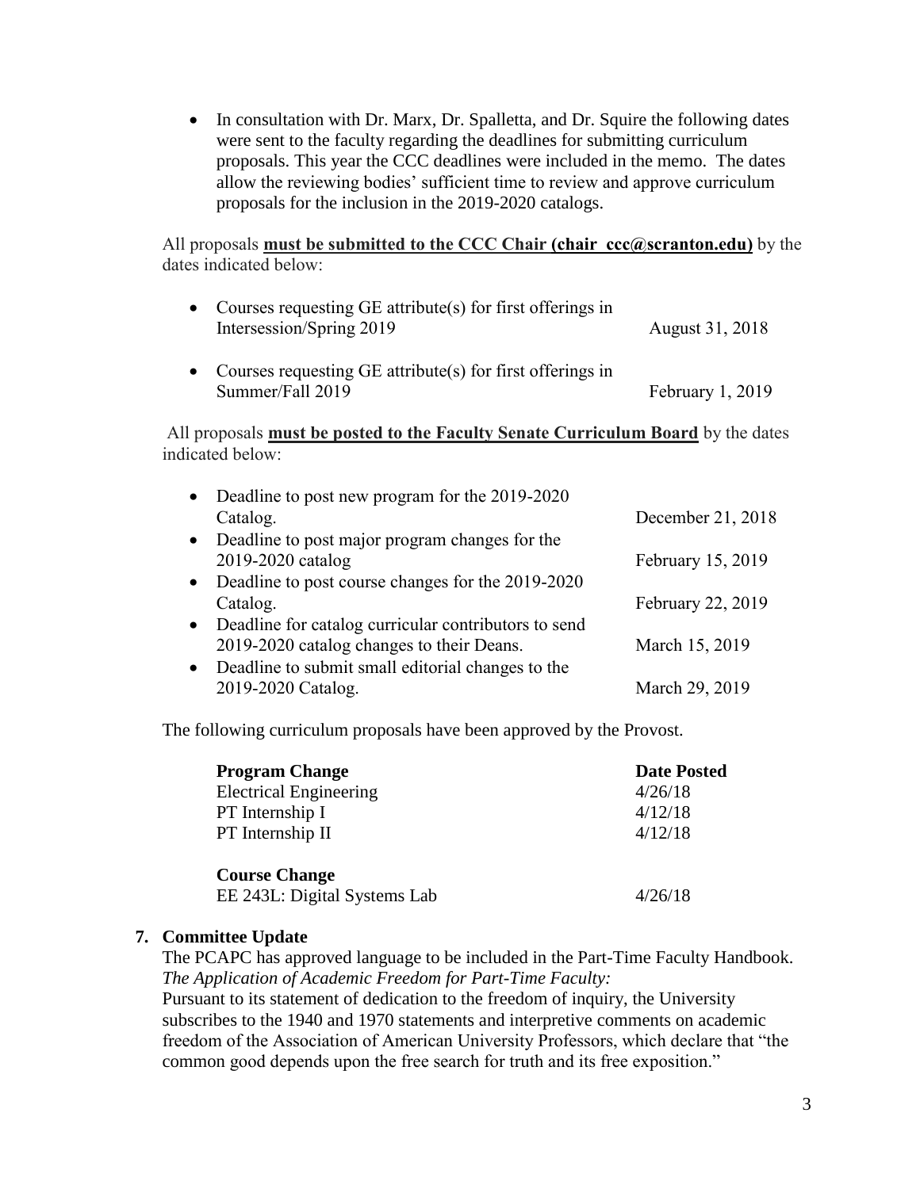- In consultation with Dr. Marx, Dr. Spalletta, and Dr. Squire the following dates were sent to the faculty regarding the deadlines for submitting curriculum proposals. This year the CCC deadlines were included in the memo. The dates allow the reviewing bodies' sufficient time to review and approve curriculum proposals for the inclusion in the 2019-2020 catalogs.

All proposals **must be submitted to the CCC Chair (chair_ccc@scranton.edu)** by the dates indicated below:

| | |
|---|---|
| • Courses requesting GE attribute(s) for first offerings in Intersession/Spring 2019 | August 31, 2018 |
| • Courses requesting GE attribute(s) for first offerings in Summer/Fall 2019 | February 1, 2019 |

All proposals **must be posted to the Faculty Senate Curriculum Board** by the dates indicated below:

| | |
|---|---|
| • Deadline to post new program for the 2019-2020 Catalog. | December 21, 2018 |
| • Deadline to post major program changes for the 2019-2020 catalog | February 15, 2019 |
| • Deadline to post course changes for the 2019-2020 Catalog. | February 22, 2019 |
| • Deadline for catalog curricular contributors to send 2019-2020 catalog changes to their Deans. | March 15, 2019 |
| • Deadline to submit small editorial changes to the 2019-2020 Catalog. | March 29, 2019 |

The following curriculum proposals have been approved by the Provost.

| **Program Change** | **Date Posted** |
|---|---|
| Electrical Engineering | 4/26/18 |
| PT Internship I | 4/12/18 |
| PT Internship II | 4/12/18 |
| | |
| **Course Change** | |
| EE 243L: Digital Systems Lab | 4/26/18 |

**7. Committee Update**

The PCAPC has approved language to be included in the Part-Time Faculty Handbook.
*The Application of Academic Freedom for Part-Time Faculty:*
Pursuant to its statement of dedication to the freedom of inquiry, the University subscribes to the 1940 and 1970 statements and interpretive comments on academic freedom of the Association of American University Professors, which declare that "the common good depends upon the free search for truth and its free exposition."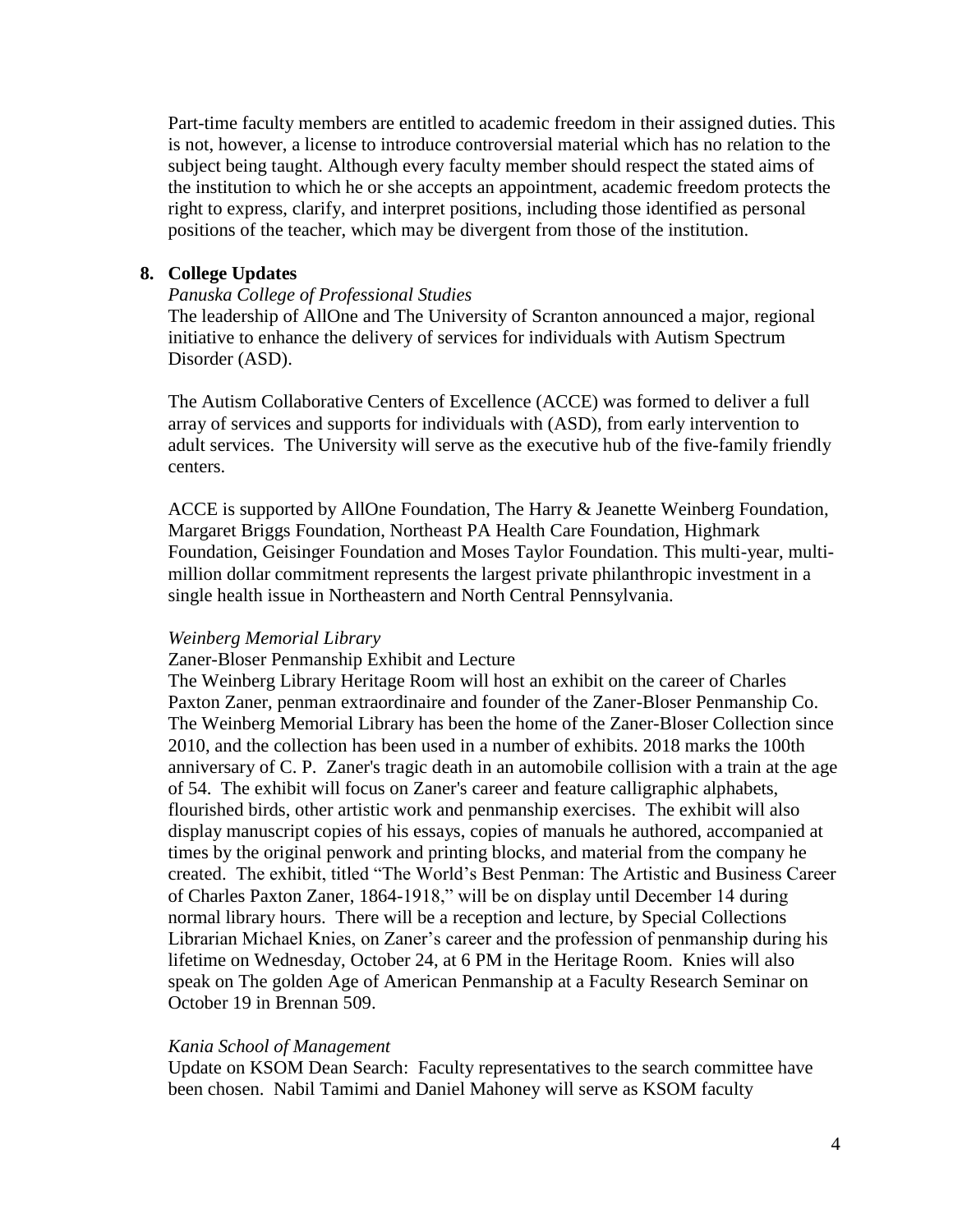Part-time faculty members are entitled to academic freedom in their assigned duties. This is not, however, a license to introduce controversial material which has no relation to the subject being taught. Although every faculty member should respect the stated aims of the institution to which he or she accepts an appointment, academic freedom protects the right to express, clarify, and interpret positions, including those identified as personal positions of the teacher, which may be divergent from those of the institution.

**8. College Updates**

*Panuska College of Professional Studies*

The leadership of AllOne and The University of Scranton announced a major, regional initiative to enhance the delivery of services for individuals with Autism Spectrum Disorder (ASD).

The Autism Collaborative Centers of Excellence (ACCE) was formed to deliver a full array of services and supports for individuals with (ASD), from early intervention to adult services. The University will serve as the executive hub of the five-family friendly centers.

ACCE is supported by AllOne Foundation, The Harry & Jeanette Weinberg Foundation, Margaret Briggs Foundation, Northeast PA Health Care Foundation, Highmark Foundation, Geisinger Foundation and Moses Taylor Foundation. This multi-year, multi-million dollar commitment represents the largest private philanthropic investment in a single health issue in Northeastern and North Central Pennsylvania.

*Weinberg Memorial Library*

Zaner-Bloser Penmanship Exhibit and Lecture

The Weinberg Library Heritage Room will host an exhibit on the career of Charles Paxton Zaner, penman extraordinaire and founder of the Zaner-Bloser Penmanship Co. The Weinberg Memorial Library has been the home of the Zaner-Bloser Collection since 2010, and the collection has been used in a number of exhibits. 2018 marks the 100th anniversary of C. P. Zaner's tragic death in an automobile collision with a train at the age of 54. The exhibit will focus on Zaner's career and feature calligraphic alphabets, flourished birds, other artistic work and penmanship exercises. The exhibit will also display manuscript copies of his essays, copies of manuals he authored, accompanied at times by the original penwork and printing blocks, and material from the company he created. The exhibit, titled "The World's Best Penman: The Artistic and Business Career of Charles Paxton Zaner, 1864-1918," will be on display until December 14 during normal library hours. There will be a reception and lecture, by Special Collections Librarian Michael Knies, on Zaner's career and the profession of penmanship during his lifetime on Wednesday, October 24, at 6 PM in the Heritage Room. Knies will also speak on The golden Age of American Penmanship at a Faculty Research Seminar on October 19 in Brennan 509.

*Kania School of Management*

Update on KSOM Dean Search: Faculty representatives to the search committee have been chosen. Nabil Tamimi and Daniel Mahoney will serve as KSOM faculty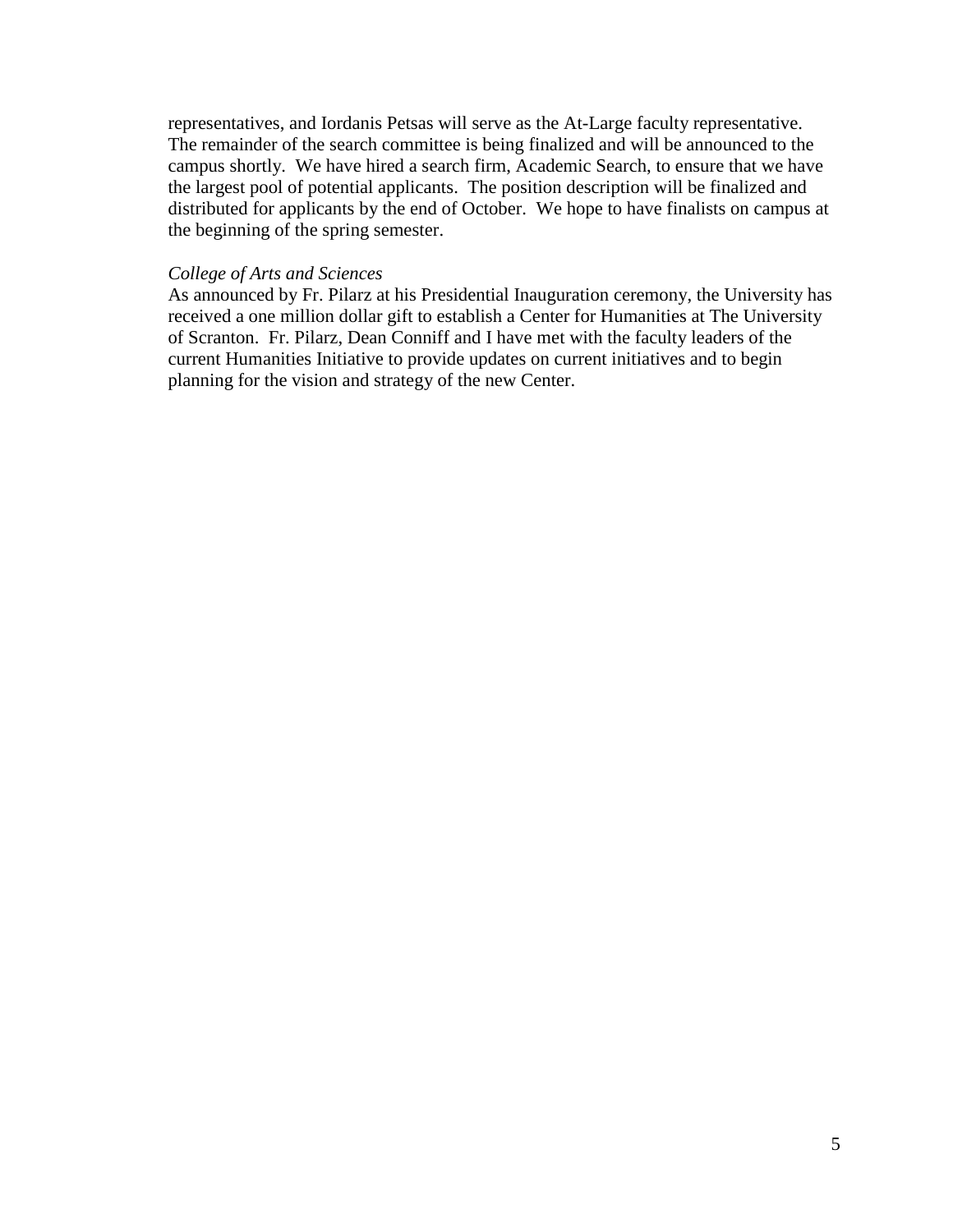representatives, and Iordanis Petsas will serve as the At-Large faculty representative. The remainder of the search committee is being finalized and will be announced to the campus shortly. We have hired a search firm, Academic Search, to ensure that we have the largest pool of potential applicants. The position description will be finalized and distributed for applicants by the end of October. We hope to have finalists on campus at the beginning of the spring semester.

*College of Arts and Sciences*

As announced by Fr. Pilarz at his Presidential Inauguration ceremony, the University has received a one million dollar gift to establish a Center for Humanities at The University of Scranton. Fr. Pilarz, Dean Conniff and I have met with the faculty leaders of the current Humanities Initiative to provide updates on current initiatives and to begin planning for the vision and strategy of the new Center.